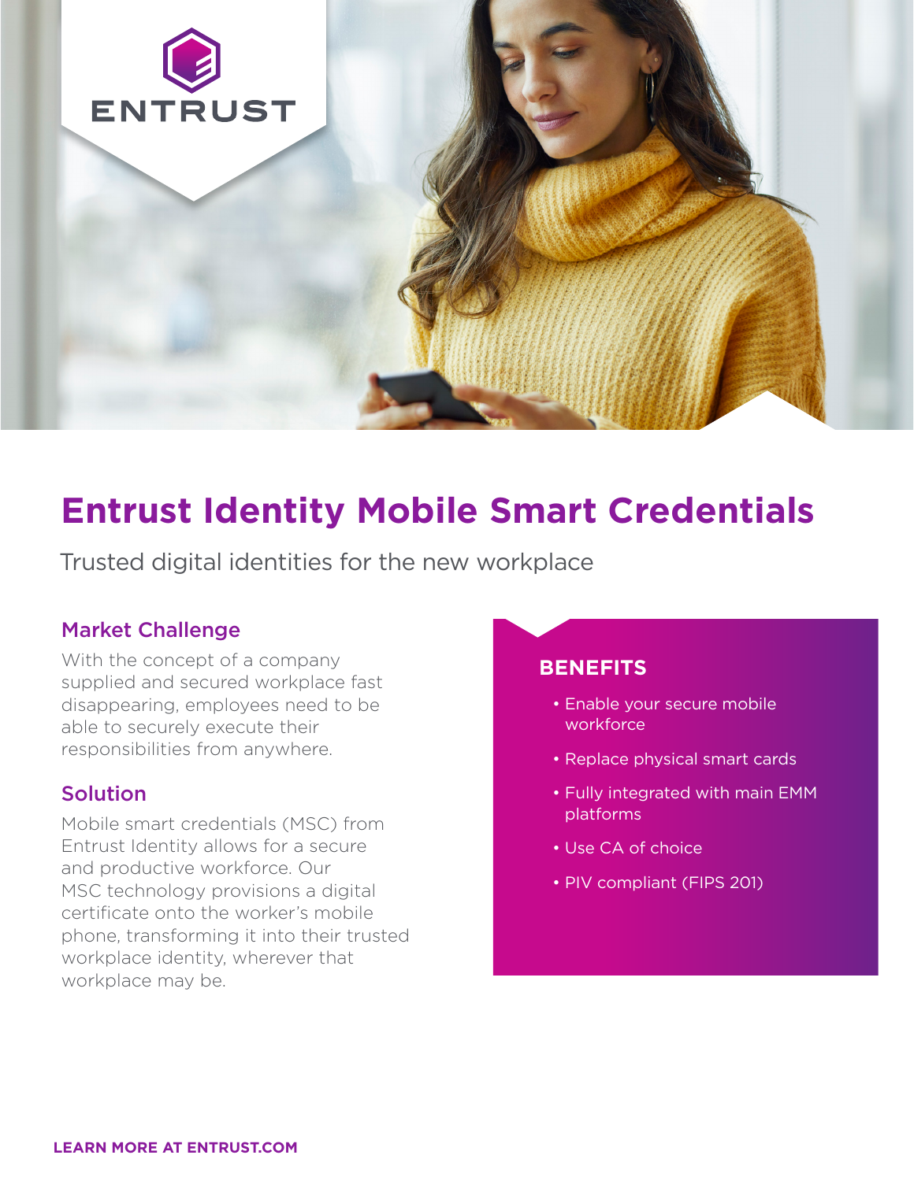ENTRUST

# Entrust Identity Mobile Smart Credentials

Trusted digital identities for the new workplace

## Market Challenge

With the concept of a company supplied and secured workplace fast disappearing, employees need to be able to securely execute their responsibilities from anywhere.

## Solution

Mobile smart credentials (MSC) from Entrust Identity allows for a secure and productive workforce. Our MSC technology provisions a digital certificate onto the worker's mobile phone, transforming it into their trusted workplace identity, wherever that workplace may be.

## BENEFITS

- Enable your secure mobile workforce
- Replace physical smart cards
- Fully integrated with main EMM platforms
- Use CA of choice
- PIV compliant (FIPS 201)

**LEARN MORE AT ENTRUST.COM**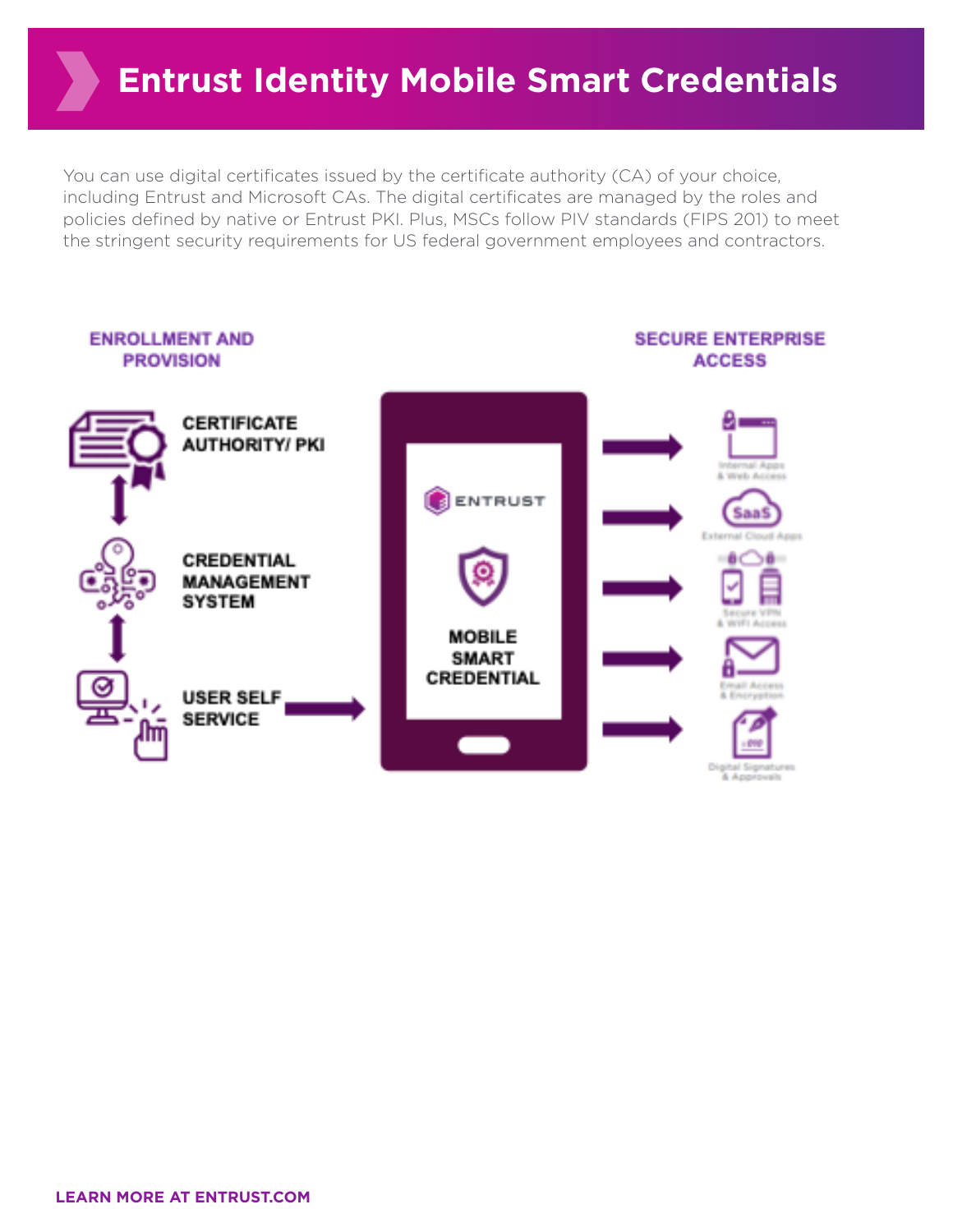# Entrust Identity Mobile Smart Credentials

You can use digital certificates issued by the certificate authority (CA) of your choice, including Entrust and Microsoft CAs. The digital certificates are managed by the roles and policies defined by native or Entrust PKI. Plus, MSCs follow PIV standards (FIPS 201) to meet the stringent security requirements for US federal government employees and contractors.

**ENROLLMENT AND PROVISION**

- CERTIFICATE AUTHORITY/ PKI
- CREDENTIAL MANAGEMENT SYSTEM
- USER SELF SERVICE

ENTRUST

MOBILE SMART CREDENTIAL

**SECURE ENTERPRISE ACCESS**

- Internal Apps & Web Access
- External Cloud Apps
- Secure VPN & WiFi Access
- Email Access & Encryption
- Digital Signatures & Approvals

**LEARN MORE AT ENTRUST.COM**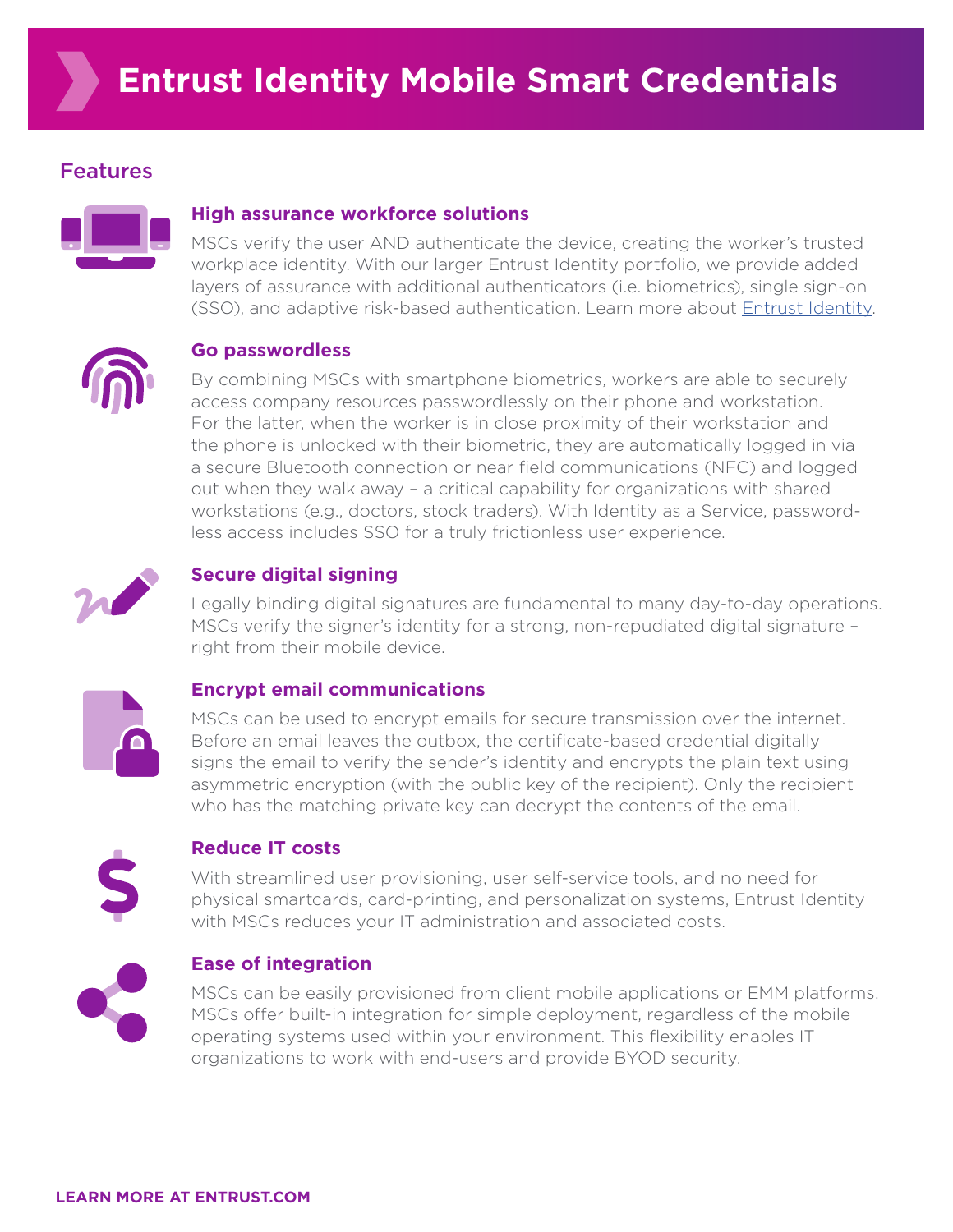# Entrust Identity Mobile Smart Credentials

## Features

### High assurance workforce solutions

MSCs verify the user AND authenticate the device, creating the worker's trusted workplace identity. With our larger Entrust Identity portfolio, we provide added layers of assurance with additional authenticators (i.e. biometrics), single sign-on (SSO), and adaptive risk-based authentication. Learn more about Entrust Identity.

### Go passwordless

By combining MSCs with smartphone biometrics, workers are able to securely access company resources passwordlessly on their phone and workstation. For the latter, when the worker is in close proximity of their workstation and the phone is unlocked with their biometric, they are automatically logged in via a secure Bluetooth connection or near field communications (NFC) and logged out when they walk away – a critical capability for organizations with shared workstations (e.g., doctors, stock traders). With Identity as a Service, password-less access includes SSO for a truly frictionless user experience.

### Secure digital signing

Legally binding digital signatures are fundamental to many day-to-day operations. MSCs verify the signer's identity for a strong, non-repudiated digital signature – right from their mobile device.

### Encrypt email communications

MSCs can be used to encrypt emails for secure transmission over the internet. Before an email leaves the outbox, the certificate-based credential digitally signs the email to verify the sender's identity and encrypts the plain text using asymmetric encryption (with the public key of the recipient). Only the recipient who has the matching private key can decrypt the contents of the email.

### Reduce IT costs

With streamlined user provisioning, user self-service tools, and no need for physical smartcards, card-printing, and personalization systems, Entrust Identity with MSCs reduces your IT administration and associated costs.

### Ease of integration

MSCs can be easily provisioned from client mobile applications or EMM platforms. MSCs offer built-in integration for simple deployment, regardless of the mobile operating systems used within your environment. This flexibility enables IT organizations to work with end-users and provide BYOD security.

**LEARN MORE AT ENTRUST.COM**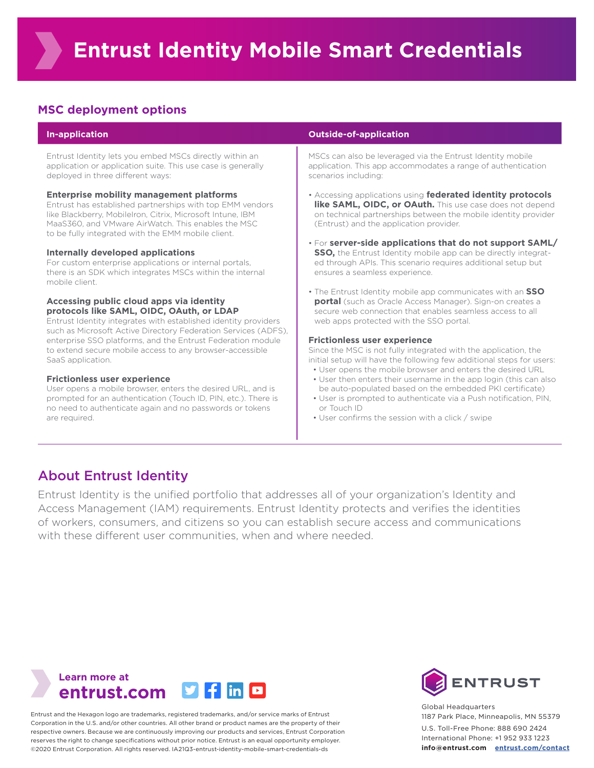# Entrust Identity Mobile Smart Credentials

## MSC deployment options

### In-application

Entrust Identity lets you embed MSCs directly within an application or application suite. This use case is generally deployed in three different ways:

**Enterprise mobility management platforms**
Entrust has established partnerships with top EMM vendors like Blackberry, MobileIron, Citrix, Microsoft Intune, IBM MaaS360, and VMware AirWatch. This enables the MSC to be fully integrated with the EMM mobile client.

**Internally developed applications**
For custom enterprise applications or internal portals, there is an SDK which integrates MSCs within the internal mobile client.

**Accessing public cloud apps via identity protocols like SAML, OIDC, OAuth, or LDAP**
Entrust Identity integrates with established identity providers such as Microsoft Active Directory Federation Services (ADFS), enterprise SSO platforms, and the Entrust Federation module to extend secure mobile access to any browser-accessible SaaS application.

**Frictionless user experience**
User opens a mobile browser, enters the desired URL, and is prompted for an authentication (Touch ID, PIN, etc.). There is no need to authenticate again and no passwords or tokens are required.

### Outside-of-application

MSCs can also be leveraged via the Entrust Identity mobile application. This app accommodates a range of authentication scenarios including:

- Accessing applications using **federated identity protocols like SAML, OIDC, or OAuth.** This use case does not depend on technical partnerships between the mobile identity provider (Entrust) and the application provider.
- For **server-side applications that do not support SAML/SSO,** the Entrust Identity mobile app can be directly integrated through APIs. This scenario requires additional setup but ensures a seamless experience.
- The Entrust Identity mobile app communicates with an **SSO portal** (such as Oracle Access Manager). Sign-on creates a secure web connection that enables seamless access to all web apps protected with the SSO portal.

**Frictionless user experience**
Since the MSC is not fully integrated with the application, the initial setup will have the following few additional steps for users:

- User opens the mobile browser and enters the desired URL
- User then enters their username in the app login (this can also be auto-populated based on the embedded PKI certificate)
- User is prompted to authenticate via a Push notification, PIN, or Touch ID
- User confirms the session with a click / swipe

## About Entrust Identity

Entrust Identity is the unified portfolio that addresses all of your organization's Identity and Access Management (IAM) requirements. Entrust Identity protects and verifies the identities of workers, consumers, and citizens so you can establish secure access and communications with these different user communities, when and where needed.

**Learn more at entrust.com**

Entrust and the Hexagon logo are trademarks, registered trademarks, and/or service marks of Entrust Corporation in the U.S. and/or other countries. All other brand or product names are the property of their respective owners. Because we are continuously improving our products and services, Entrust Corporation reserves the right to change specifications without prior notice. Entrust is an equal opportunity employer. ©2020 Entrust Corporation. All rights reserved. IA21Q3-entrust-identity-mobile-smart-credentials-ds

ENTRUST

Global Headquarters
1187 Park Place, Minneapolis, MN 55379
U.S. Toll-Free Phone: 888 690 2424
International Phone: +1 952 933 1223
**info@entrust.com** entrust.com/contact